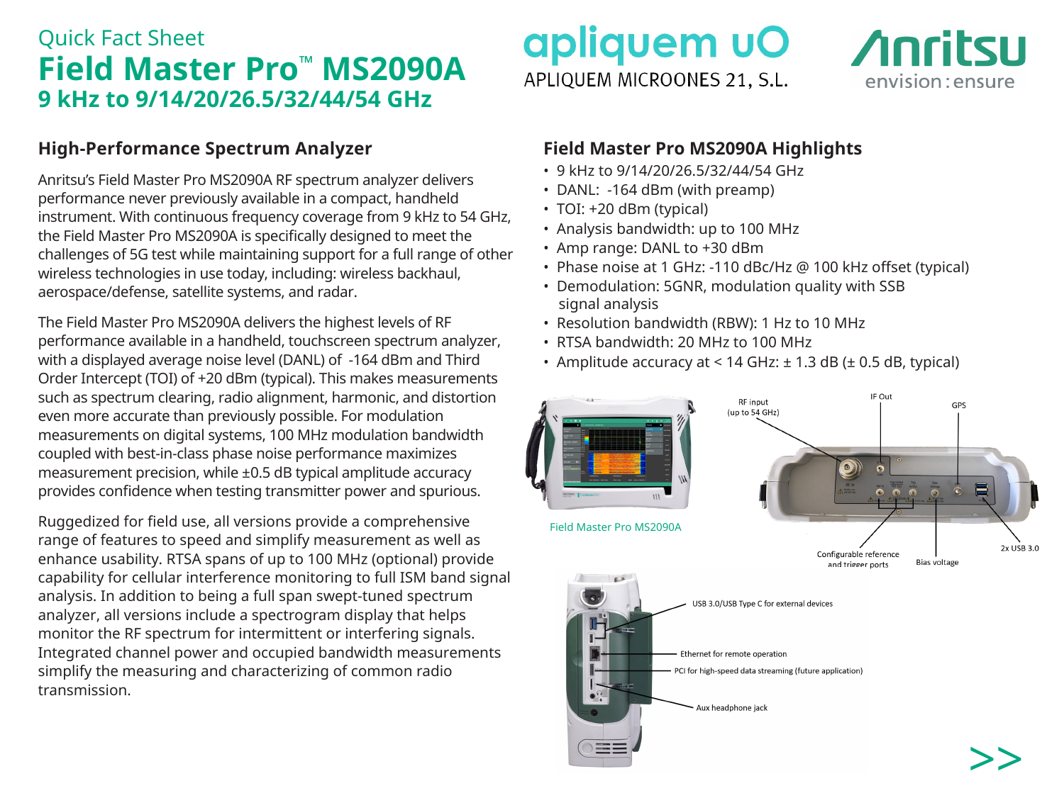Quick Fact Sheet

# Field Master Pro™ MS2090A

## 9 kHz to 9/14/20/26.5/32/44/54 GHz

apliquem uO
APLIQUEM MICROONES 21, S.L.

Anritsu
envision : ensure

## High-Performance Spectrum Analyzer

Anritsu's Field Master Pro MS2090A RF spectrum analyzer delivers performance never previously available in a compact, handheld instrument. With continuous frequency coverage from 9 kHz to 54 GHz, the Field Master Pro MS2090A is specifically designed to meet the challenges of 5G test while maintaining support for a full range of other wireless technologies in use today, including: wireless backhaul, aerospace/defense, satellite systems, and radar.

The Field Master Pro MS2090A delivers the highest levels of RF performance available in a handheld, touchscreen spectrum analyzer, with a displayed average noise level (DANL) of -164 dBm and Third Order Intercept (TOI) of +20 dBm (typical). This makes measurements such as spectrum clearing, radio alignment, harmonic, and distortion even more accurate than previously possible. For modulation measurements on digital systems, 100 MHz modulation bandwidth coupled with best-in-class phase noise performance maximizes measurement precision, while ±0.5 dB typical amplitude accuracy provides confidence when testing transmitter power and spurious.

Ruggedized for field use, all versions provide a comprehensive range of features to speed and simplify measurement as well as enhance usability. RTSA spans of up to 100 MHz (optional) provide capability for cellular interference monitoring to full ISM band signal analysis. In addition to being a full span swept-tuned spectrum analyzer, all versions include a spectrogram display that helps monitor the RF spectrum for intermittent or interfering signals. Integrated channel power and occupied bandwidth measurements simplify the measuring and characterizing of common radio transmission.

## Field Master Pro MS2090A Highlights

- 9 kHz to 9/14/20/26.5/32/44/54 GHz
- DANL: -164 dBm (with preamp)
- TOI: +20 dBm (typical)
- Analysis bandwidth: up to 100 MHz
- Amp range: DANL to +30 dBm
- Phase noise at 1 GHz: -110 dBc/Hz @ 100 kHz offset (typical)
- Demodulation: 5GNR, modulation quality with SSB signal analysis
- Resolution bandwidth (RBW): 1 Hz to 10 MHz
- RTSA bandwidth: 20 MHz to 100 MHz
- Amplitude accuracy at < 14 GHz: ± 1.3 dB (± 0.5 dB, typical)

Field Master Pro MS2090A

RF input (up to 54 GHz)
IF Out
GPS
Configurable reference and trigger ports
Bias voltage
2x USB 3.0

USB 3.0/USB Type C for external devices
Ethernet for remote operation
PCI for high-speed data streaming (future application)
Aux headphone jack

>>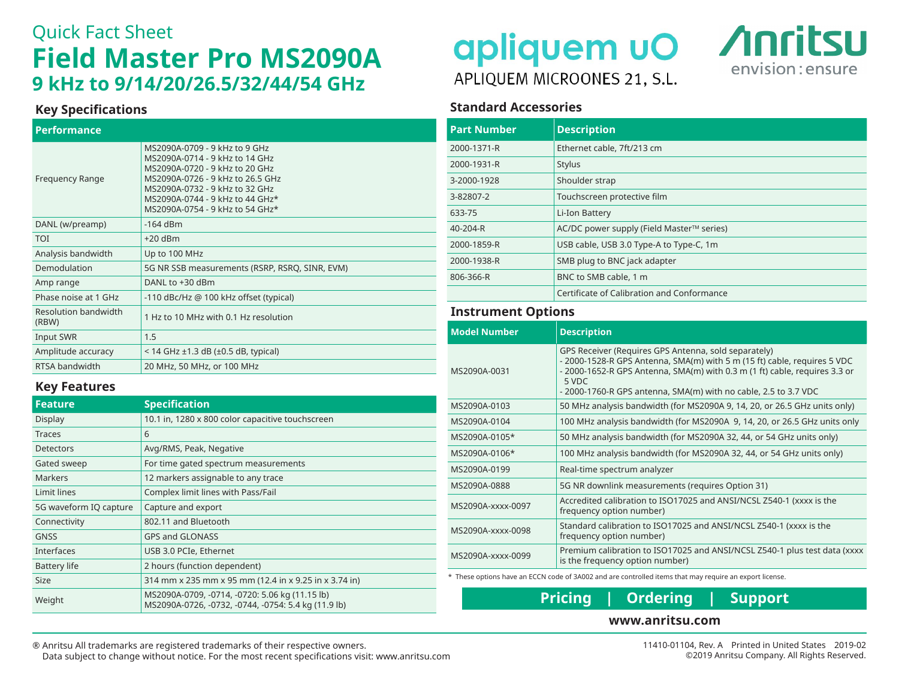Quick Fact Sheet

# Field Master Pro MS2090A

## 9 kHz to 9/14/20/26.5/32/44/54 GHz

apliquem uO
APLIQUEM MICROONES 21, S.L.

Anritsu
envision : ensure

### Key Specifications

| Performance | |
|---|---|
| Frequency Range | MS2090A-0709 - 9 kHz to 9 GHz<br>MS2090A-0714 - 9 kHz to 14 GHz<br>MS2090A-0720 - 9 kHz to 20 GHz<br>MS2090A-0726 - 9 kHz to 26.5 GHz<br>MS2090A-0732 - 9 kHz to 32 GHz<br>MS2090A-0744 - 9 kHz to 44 GHz*<br>MS2090A-0754 - 9 kHz to 54 GHz* |
| DANL (w/preamp) | -164 dBm |
| TOI | +20 dBm |
| Analysis bandwidth | Up to 100 MHz |
| Demodulation | 5G NR SSB measurements (RSRP, RSRQ, SINR, EVM) |
| Amp range | DANL to +30 dBm |
| Phase noise at 1 GHz | -110 dBc/Hz @ 100 kHz offset (typical) |
| Resolution bandwidth (RBW) | 1 Hz to 10 MHz with 0.1 Hz resolution |
| Input SWR | 1.5 |
| Amplitude accuracy | < 14 GHz ±1.3 dB (±0.5 dB, typical) |
| RTSA bandwidth | 20 MHz, 50 MHz, or 100 MHz |

### Key Features

| Feature | Specification |
|---|---|
| Display | 10.1 in, 1280 x 800 color capacitive touchscreen |
| Traces | 6 |
| Detectors | Avg/RMS, Peak, Negative |
| Gated sweep | For time gated spectrum measurements |
| Markers | 12 markers assignable to any trace |
| Limit lines | Complex limit lines with Pass/Fail |
| 5G waveform IQ capture | Capture and export |
| Connectivity | 802.11 and Bluetooth |
| GNSS | GPS and GLONASS |
| Interfaces | USB 3.0 PCIe, Ethernet |
| Battery life | 2 hours (function dependent) |
| Size | 314 mm x 235 mm x 95 mm (12.4 in x 9.25 in x 3.74 in) |
| Weight | MS2090A-0709, -0714, -0720: 5.06 kg (11.15 lb)<br>MS2090A-0726, -0732, -0744, -0754: 5.4 kg (11.9 lb) |

### Standard Accessories

| Part Number | Description |
|---|---|
| 2000-1371-R | Ethernet cable, 7ft/213 cm |
| 2000-1931-R | Stylus |
| 3-2000-1928 | Shoulder strap |
| 3-82807-2 | Touchscreen protective film |
| 633-75 | Li-Ion Battery |
| 40-204-R | AC/DC power supply (Field Master™ series) |
| 2000-1859-R | USB cable, USB 3.0 Type-A to Type-C, 1m |
| 2000-1938-R | SMB plug to BNC jack adapter |
| 806-366-R | BNC to SMB cable, 1 m |
| | Certificate of Calibration and Conformance |

### Instrument Options

| Model Number | Description |
|---|---|
| MS2090A-0031 | GPS Receiver (Requires GPS Antenna, sold separately)<br>- 2000-1528-R GPS Antenna, SMA(m) with 5 m (15 ft) cable, requires 5 VDC<br>- 2000-1652-R GPS Antenna, SMA(m) with 0.3 m (1 ft) cable, requires 3.3 or 5 VDC<br>- 2000-1760-R GPS antenna, SMA(m) with no cable, 2.5 to 3.7 VDC |
| MS2090A-0103 | 50 MHz analysis bandwidth (for MS2090A 9, 14, 20, or 26.5 GHz units only) |
| MS2090A-0104 | 100 MHz analysis bandwidth (for MS2090A 9, 14, 20, or 26.5 GHz units only |
| MS2090A-0105* | 50 MHz analysis bandwidth (for MS2090A 32, 44, or 54 GHz units only) |
| MS2090A-0106* | 100 MHz analysis bandwidth (for MS2090A 32, 44, or 54 GHz units only) |
| MS2090A-0199 | Real-time spectrum analyzer |
| MS2090A-0888 | 5G NR downlink measurements (requires Option 31) |
| MS2090A-xxxx-0097 | Accredited calibration to ISO17025 and ANSI/NCSL Z540-1 (xxxx is the frequency option number) |
| MS2090A-xxxx-0098 | Standard calibration to ISO17025 and ANSI/NCSL Z540-1 (xxxx is the frequency option number) |
| MS2090A-xxxx-0099 | Premium calibration to ISO17025 and ANSI/NCSL Z540-1 plus test data (xxxx is the frequency option number) |

* These options have an ECCN code of 3A002 and are controlled items that may require an export license.

**Pricing | Ordering | Support**

**www.anritsu.com**

® Anritsu All trademarks are registered trademarks of their respective owners.
Data subject to change without notice. For the most recent specifications visit: www.anritsu.com

11410-01104, Rev. A Printed in United States 2019-02
©2019 Anritsu Company. All Rights Reserved.